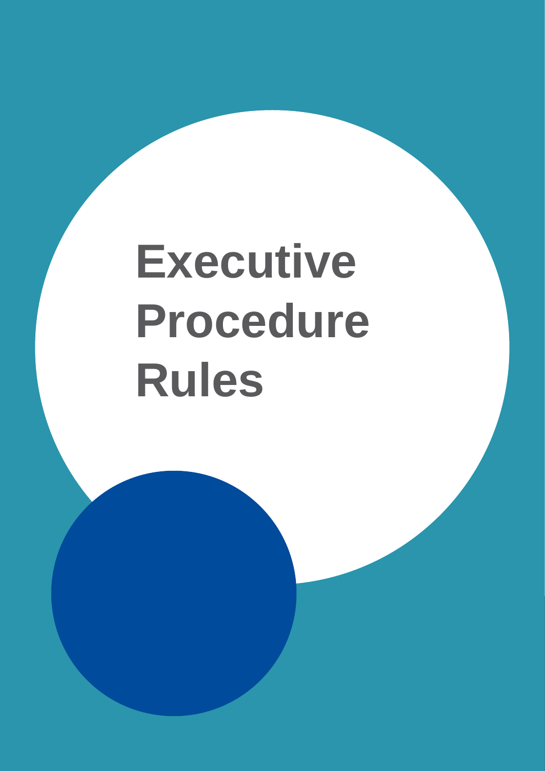# Executive Procedure Rules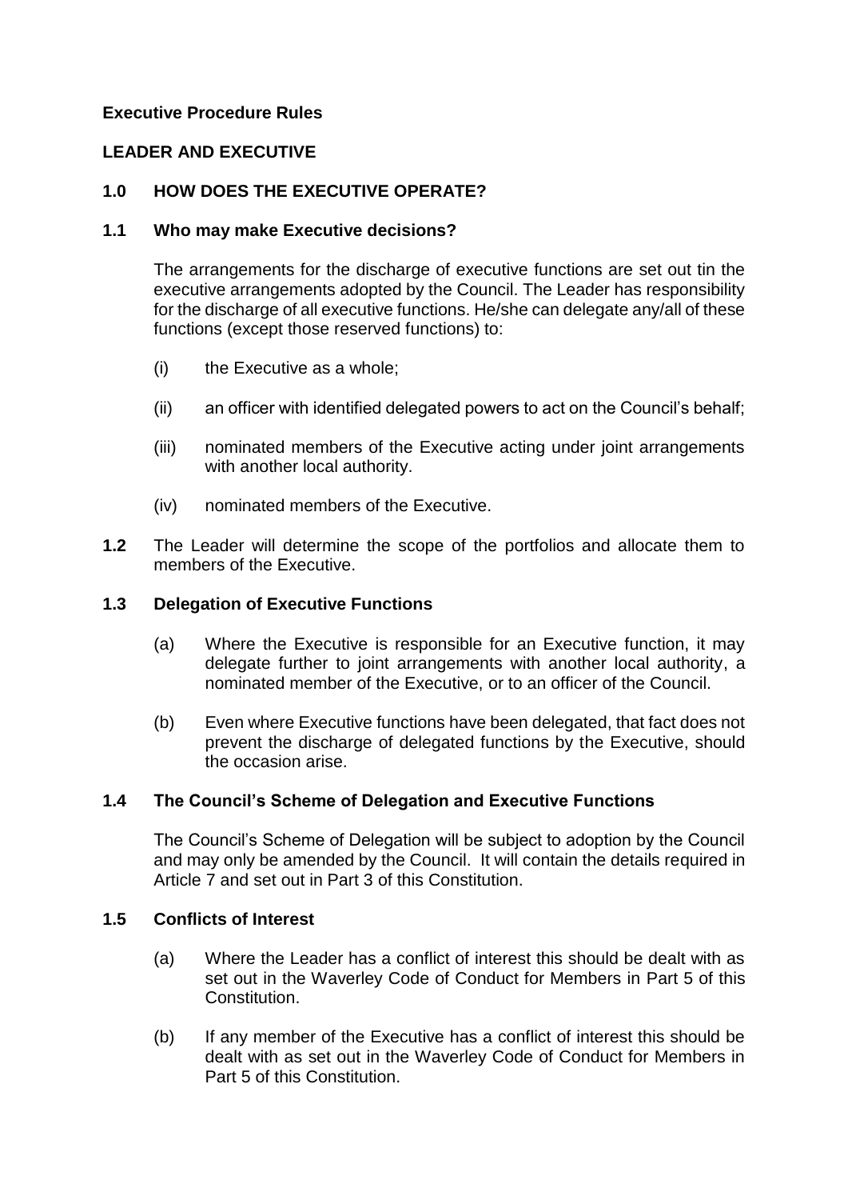**Executive Procedure Rules**

**LEADER AND EXECUTIVE**

## 1.0 HOW DOES THE EXECUTIVE OPERATE?

### 1.1 Who may make Executive decisions?

The arrangements for the discharge of executive functions are set out tin the executive arrangements adopted by the Council. The Leader has responsibility for the discharge of all executive functions. He/she can delegate any/all of these functions (except those reserved functions) to:

(i) the Executive as a whole;

(ii) an officer with identified delegated powers to act on the Council's behalf;

(iii) nominated members of the Executive acting under joint arrangements with another local authority.

(iv) nominated members of the Executive.

**1.2** The Leader will determine the scope of the portfolios and allocate them to members of the Executive.

### 1.3 Delegation of Executive Functions

(a) Where the Executive is responsible for an Executive function, it may delegate further to joint arrangements with another local authority, a nominated member of the Executive, or to an officer of the Council.

(b) Even where Executive functions have been delegated, that fact does not prevent the discharge of delegated functions by the Executive, should the occasion arise.

### 1.4 The Council's Scheme of Delegation and Executive Functions

The Council's Scheme of Delegation will be subject to adoption by the Council and may only be amended by the Council. It will contain the details required in Article 7 and set out in Part 3 of this Constitution.

### 1.5 Conflicts of Interest

(a) Where the Leader has a conflict of interest this should be dealt with as set out in the Waverley Code of Conduct for Members in Part 5 of this Constitution.

(b) If any member of the Executive has a conflict of interest this should be dealt with as set out in the Waverley Code of Conduct for Members in Part 5 of this Constitution.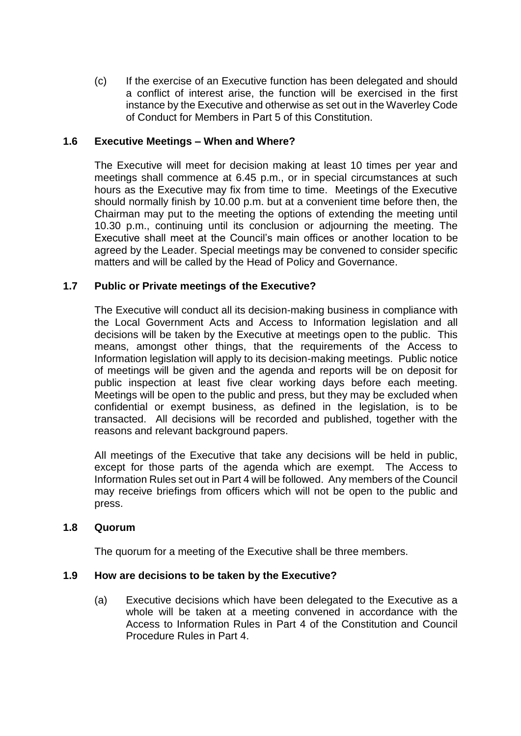(c) If the exercise of an Executive function has been delegated and should a conflict of interest arise, the function will be exercised in the first instance by the Executive and otherwise as set out in the Waverley Code of Conduct for Members in Part 5 of this Constitution.

### 1.6 Executive Meetings – When and Where?

The Executive will meet for decision making at least 10 times per year and meetings shall commence at 6.45 p.m., or in special circumstances at such hours as the Executive may fix from time to time. Meetings of the Executive should normally finish by 10.00 p.m. but at a convenient time before then, the Chairman may put to the meeting the options of extending the meeting until 10.30 p.m., continuing until its conclusion or adjourning the meeting. The Executive shall meet at the Council's main offices or another location to be agreed by the Leader. Special meetings may be convened to consider specific matters and will be called by the Head of Policy and Governance.

### 1.7 Public or Private meetings of the Executive?

The Executive will conduct all its decision-making business in compliance with the Local Government Acts and Access to Information legislation and all decisions will be taken by the Executive at meetings open to the public. This means, amongst other things, that the requirements of the Access to Information legislation will apply to its decision-making meetings. Public notice of meetings will be given and the agenda and reports will be on deposit for public inspection at least five clear working days before each meeting. Meetings will be open to the public and press, but they may be excluded when confidential or exempt business, as defined in the legislation, is to be transacted. All decisions will be recorded and published, together with the reasons and relevant background papers.

All meetings of the Executive that take any decisions will be held in public, except for those parts of the agenda which are exempt. The Access to Information Rules set out in Part 4 will be followed. Any members of the Council may receive briefings from officers which will not be open to the public and press.

### 1.8 Quorum

The quorum for a meeting of the Executive shall be three members.

### 1.9 How are decisions to be taken by the Executive?

(a) Executive decisions which have been delegated to the Executive as a whole will be taken at a meeting convened in accordance with the Access to Information Rules in Part 4 of the Constitution and Council Procedure Rules in Part 4.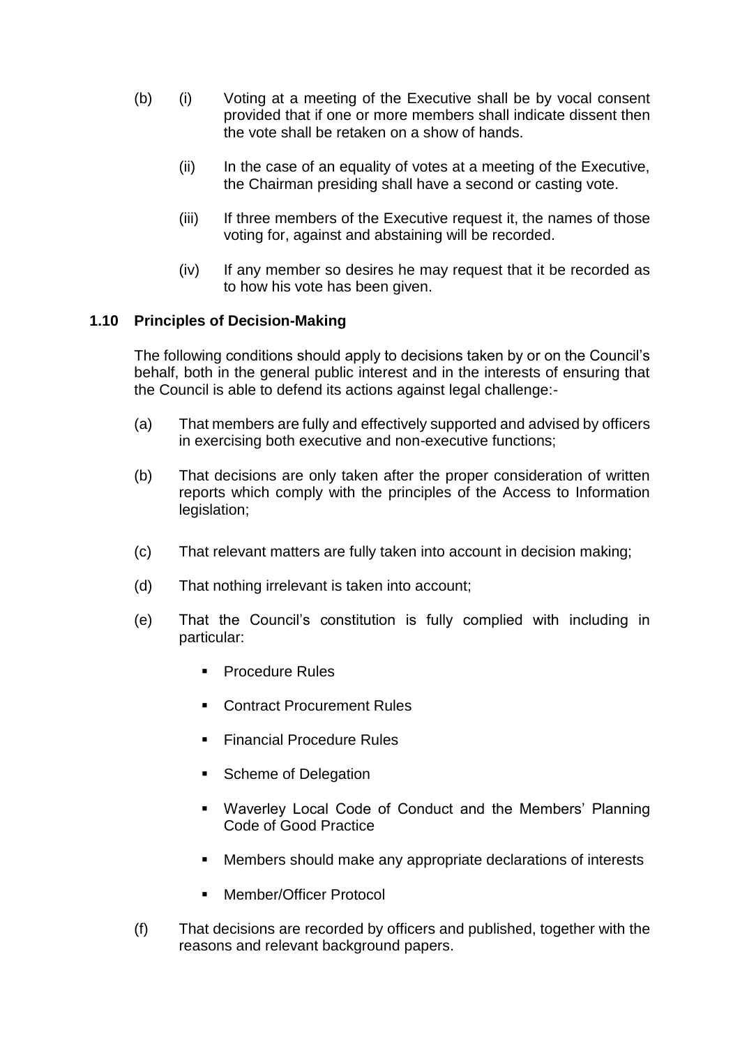(b) (i) Voting at a meeting of the Executive shall be by vocal consent provided that if one or more members shall indicate dissent then the vote shall be retaken on a show of hands.

(ii) In the case of an equality of votes at a meeting of the Executive, the Chairman presiding shall have a second or casting vote.

(iii) If three members of the Executive request it, the names of those voting for, against and abstaining will be recorded.

(iv) If any member so desires he may request that it be recorded as to how his vote has been given.

### 1.10 Principles of Decision-Making

The following conditions should apply to decisions taken by or on the Council's behalf, both in the general public interest and in the interests of ensuring that the Council is able to defend its actions against legal challenge:-

(a) That members are fully and effectively supported and advised by officers in exercising both executive and non-executive functions;

(b) That decisions are only taken after the proper consideration of written reports which comply with the principles of the Access to Information legislation;

(c) That relevant matters are fully taken into account in decision making;

(d) That nothing irrelevant is taken into account;

(e) That the Council's constitution is fully complied with including in particular:

- Procedure Rules
- Contract Procurement Rules
- Financial Procedure Rules
- Scheme of Delegation
- Waverley Local Code of Conduct and the Members' Planning Code of Good Practice
- Members should make any appropriate declarations of interests
- Member/Officer Protocol

(f) That decisions are recorded by officers and published, together with the reasons and relevant background papers.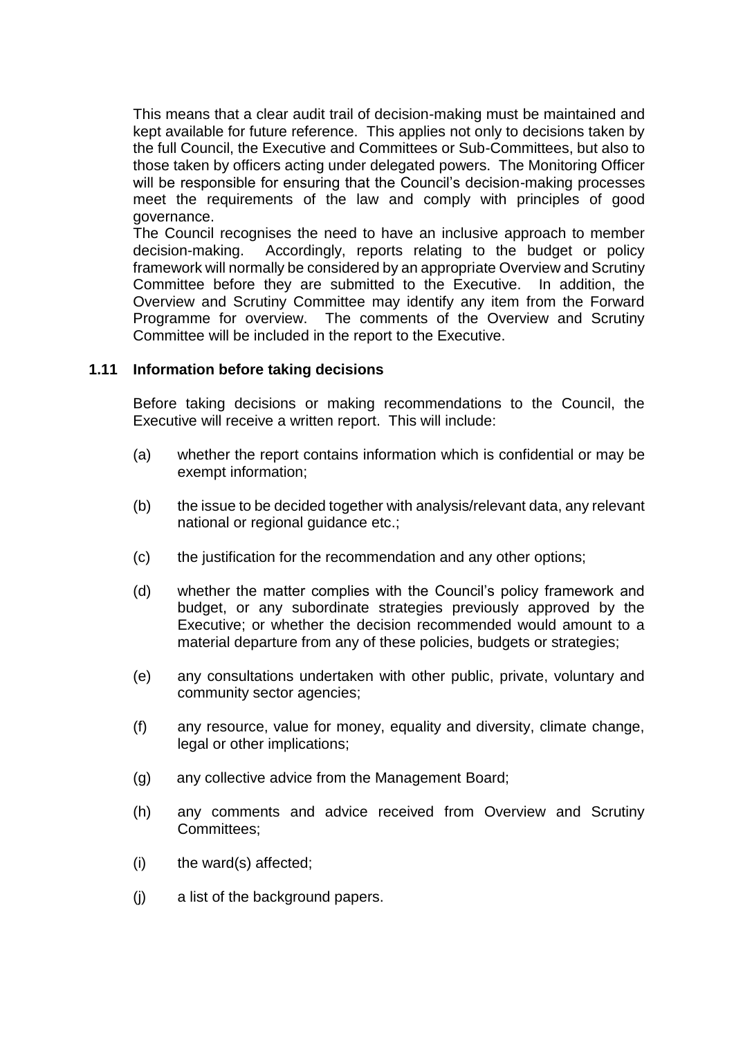This means that a clear audit trail of decision-making must be maintained and kept available for future reference. This applies not only to decisions taken by the full Council, the Executive and Committees or Sub-Committees, but also to those taken by officers acting under delegated powers. The Monitoring Officer will be responsible for ensuring that the Council's decision-making processes meet the requirements of the law and comply with principles of good governance.

The Council recognises the need to have an inclusive approach to member decision-making. Accordingly, reports relating to the budget or policy framework will normally be considered by an appropriate Overview and Scrutiny Committee before they are submitted to the Executive. In addition, the Overview and Scrutiny Committee may identify any item from the Forward Programme for overview. The comments of the Overview and Scrutiny Committee will be included in the report to the Executive.

### 1.11 Information before taking decisions

Before taking decisions or making recommendations to the Council, the Executive will receive a written report. This will include:

(a) whether the report contains information which is confidential or may be exempt information;

(b) the issue to be decided together with analysis/relevant data, any relevant national or regional guidance etc.;

(c) the justification for the recommendation and any other options;

(d) whether the matter complies with the Council's policy framework and budget, or any subordinate strategies previously approved by the Executive; or whether the decision recommended would amount to a material departure from any of these policies, budgets or strategies;

(e) any consultations undertaken with other public, private, voluntary and community sector agencies;

(f) any resource, value for money, equality and diversity, climate change, legal or other implications;

(g) any collective advice from the Management Board;

(h) any comments and advice received from Overview and Scrutiny Committees;

(i) the ward(s) affected;

(j) a list of the background papers.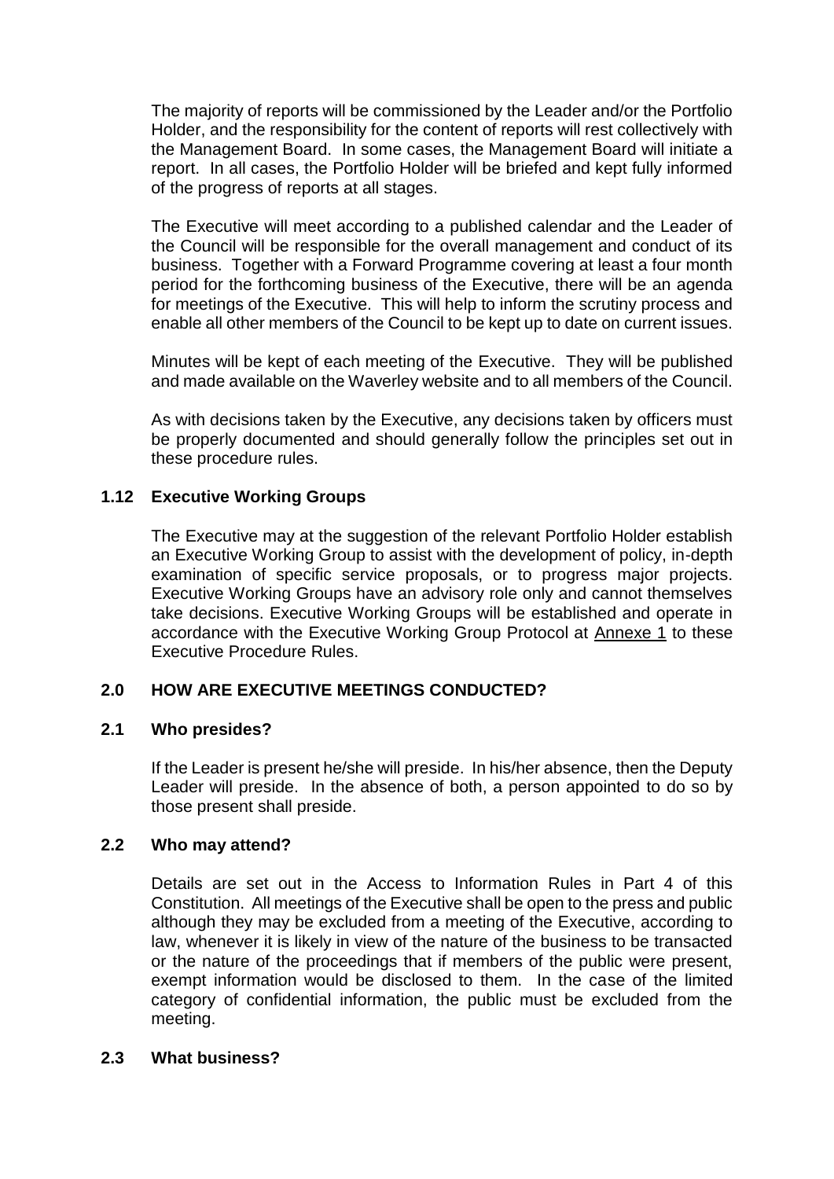The majority of reports will be commissioned by the Leader and/or the Portfolio Holder, and the responsibility for the content of reports will rest collectively with the Management Board. In some cases, the Management Board will initiate a report. In all cases, the Portfolio Holder will be briefed and kept fully informed of the progress of reports at all stages.

The Executive will meet according to a published calendar and the Leader of the Council will be responsible for the overall management and conduct of its business. Together with a Forward Programme covering at least a four month period for the forthcoming business of the Executive, there will be an agenda for meetings of the Executive. This will help to inform the scrutiny process and enable all other members of the Council to be kept up to date on current issues.

Minutes will be kept of each meeting of the Executive. They will be published and made available on the Waverley website and to all members of the Council.

As with decisions taken by the Executive, any decisions taken by officers must be properly documented and should generally follow the principles set out in these procedure rules.

### 1.12 Executive Working Groups

The Executive may at the suggestion of the relevant Portfolio Holder establish an Executive Working Group to assist with the development of policy, in-depth examination of specific service proposals, or to progress major projects. Executive Working Groups have an advisory role only and cannot themselves take decisions. Executive Working Groups will be established and operate in accordance with the Executive Working Group Protocol at Annexe 1 to these Executive Procedure Rules.

## 2.0 HOW ARE EXECUTIVE MEETINGS CONDUCTED?

### 2.1 Who presides?

If the Leader is present he/she will preside. In his/her absence, then the Deputy Leader will preside. In the absence of both, a person appointed to do so by those present shall preside.

### 2.2 Who may attend?

Details are set out in the Access to Information Rules in Part 4 of this Constitution. All meetings of the Executive shall be open to the press and public although they may be excluded from a meeting of the Executive, according to law, whenever it is likely in view of the nature of the business to be transacted or the nature of the proceedings that if members of the public were present, exempt information would be disclosed to them. In the case of the limited category of confidential information, the public must be excluded from the meeting.

### 2.3 What business?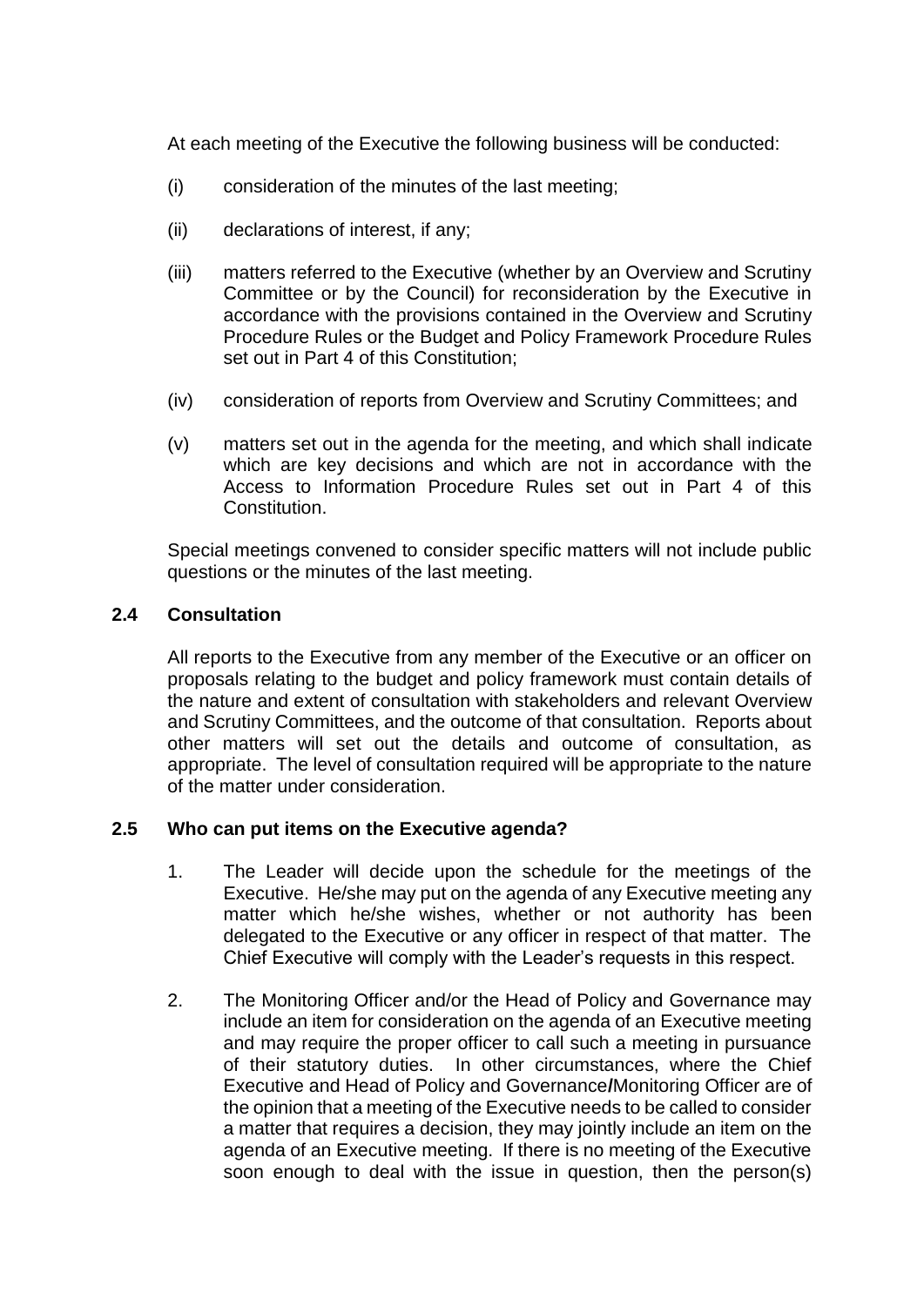At each meeting of the Executive the following business will be conducted:

(i) consideration of the minutes of the last meeting;

(ii) declarations of interest, if any;

(iii) matters referred to the Executive (whether by an Overview and Scrutiny Committee or by the Council) for reconsideration by the Executive in accordance with the provisions contained in the Overview and Scrutiny Procedure Rules or the Budget and Policy Framework Procedure Rules set out in Part 4 of this Constitution;

(iv) consideration of reports from Overview and Scrutiny Committees; and

(v) matters set out in the agenda for the meeting, and which shall indicate which are key decisions and which are not in accordance with the Access to Information Procedure Rules set out in Part 4 of this Constitution.

Special meetings convened to consider specific matters will not include public questions or the minutes of the last meeting.

### 2.4 Consultation

All reports to the Executive from any member of the Executive or an officer on proposals relating to the budget and policy framework must contain details of the nature and extent of consultation with stakeholders and relevant Overview and Scrutiny Committees, and the outcome of that consultation. Reports about other matters will set out the details and outcome of consultation, as appropriate. The level of consultation required will be appropriate to the nature of the matter under consideration.

### 2.5 Who can put items on the Executive agenda?

1. The Leader will decide upon the schedule for the meetings of the Executive. He/she may put on the agenda of any Executive meeting any matter which he/she wishes, whether or not authority has been delegated to the Executive or any officer in respect of that matter. The Chief Executive will comply with the Leader's requests in this respect.

2. The Monitoring Officer and/or the Head of Policy and Governance may include an item for consideration on the agenda of an Executive meeting and may require the proper officer to call such a meeting in pursuance of their statutory duties. In other circumstances, where the Chief Executive and Head of Policy and Governance/Monitoring Officer are of the opinion that a meeting of the Executive needs to be called to consider a matter that requires a decision, they may jointly include an item on the agenda of an Executive meeting. If there is no meeting of the Executive soon enough to deal with the issue in question, then the person(s)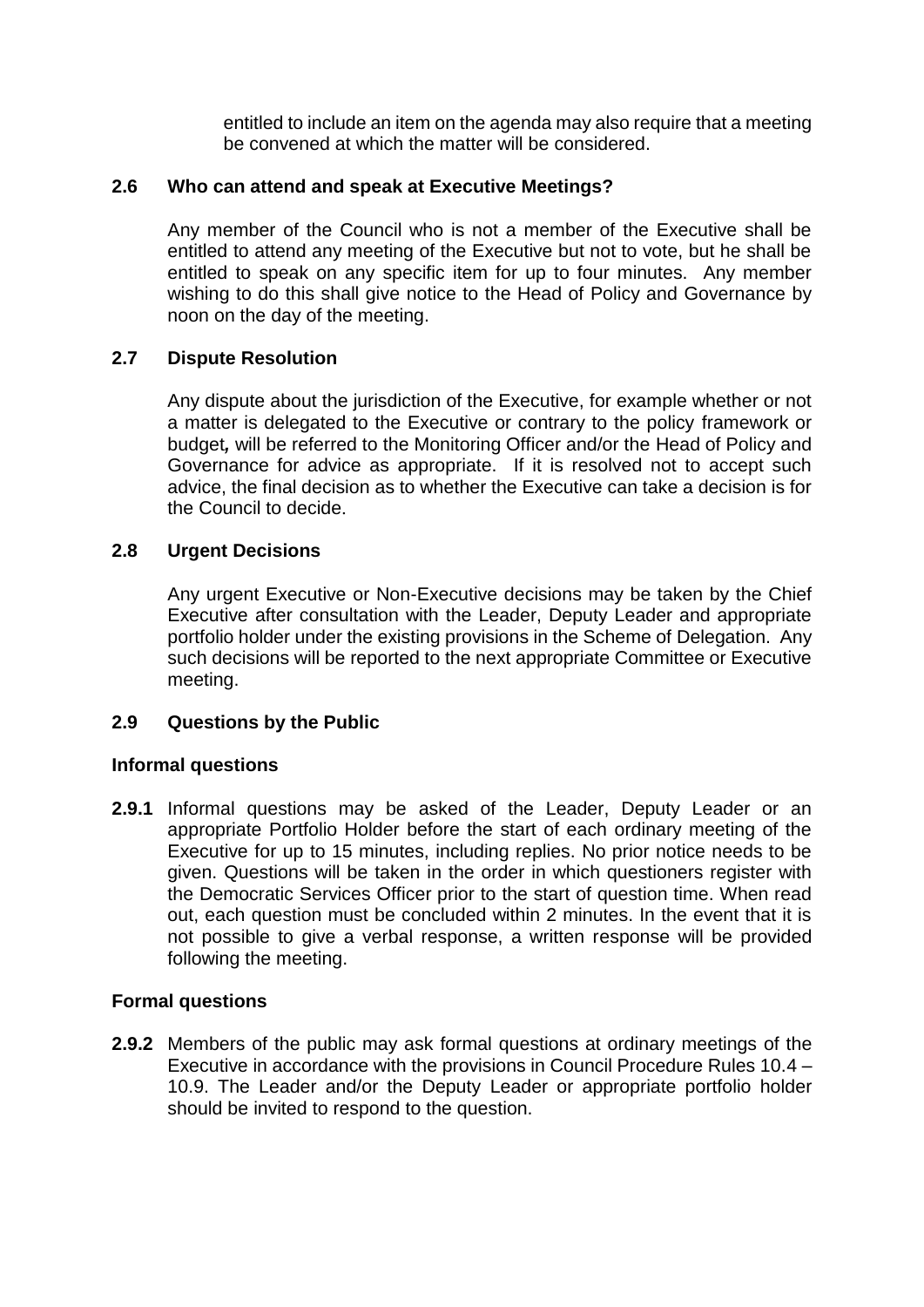entitled to include an item on the agenda may also require that a meeting be convened at which the matter will be considered.

## 2.6 Who can attend and speak at Executive Meetings?

Any member of the Council who is not a member of the Executive shall be entitled to attend any meeting of the Executive but not to vote, but he shall be entitled to speak on any specific item for up to four minutes. Any member wishing to do this shall give notice to the Head of Policy and Governance by noon on the day of the meeting.

## 2.7 Dispute Resolution

Any dispute about the jurisdiction of the Executive, for example whether or not a matter is delegated to the Executive or contrary to the policy framework or budget*,* will be referred to the Monitoring Officer and/or the Head of Policy and Governance for advice as appropriate. If it is resolved not to accept such advice, the final decision as to whether the Executive can take a decision is for the Council to decide.

## 2.8 Urgent Decisions

Any urgent Executive or Non-Executive decisions may be taken by the Chief Executive after consultation with the Leader, Deputy Leader and appropriate portfolio holder under the existing provisions in the Scheme of Delegation. Any such decisions will be reported to the next appropriate Committee or Executive meeting.

## 2.9 Questions by the Public

### Informal questions

**2.9.1** Informal questions may be asked of the Leader, Deputy Leader or an appropriate Portfolio Holder before the start of each ordinary meeting of the Executive for up to 15 minutes, including replies. No prior notice needs to be given. Questions will be taken in the order in which questioners register with the Democratic Services Officer prior to the start of question time. When read out, each question must be concluded within 2 minutes. In the event that it is not possible to give a verbal response, a written response will be provided following the meeting.

### Formal questions

**2.9.2** Members of the public may ask formal questions at ordinary meetings of the Executive in accordance with the provisions in Council Procedure Rules 10.4 – 10.9. The Leader and/or the Deputy Leader or appropriate portfolio holder should be invited to respond to the question.